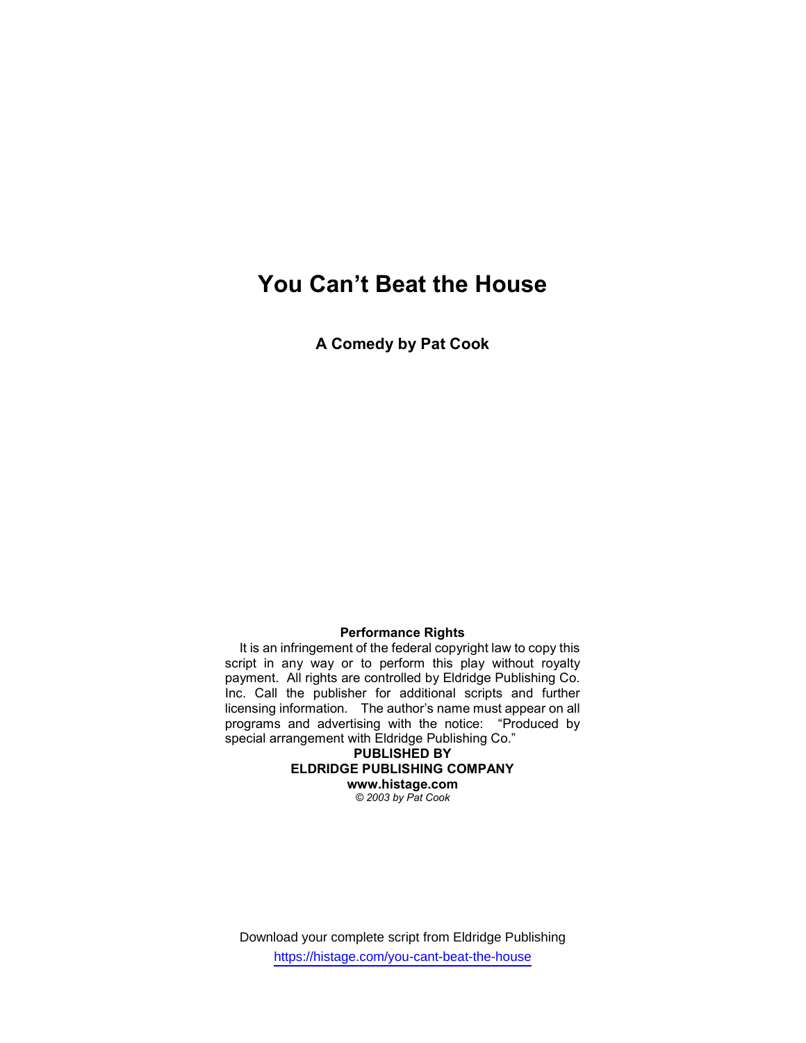# You Can't Beat the House

**A Comedy by Pat Cook**

**Performance Rights**

It is an infringement of the federal copyright law to copy this script in any way or to perform this play without royalty payment. All rights are controlled by Eldridge Publishing Co. Inc. Call the publisher for additional scripts and further licensing information. The author's name must appear on all programs and advertising with the notice: "Produced by special arrangement with Eldridge Publishing Co."

**PUBLISHED BY**
**ELDRIDGE PUBLISHING COMPANY**
**www.histage.com**
*© 2003 by Pat Cook*

Download your complete script from Eldridge Publishing
https://histage.com/you-cant-beat-the-house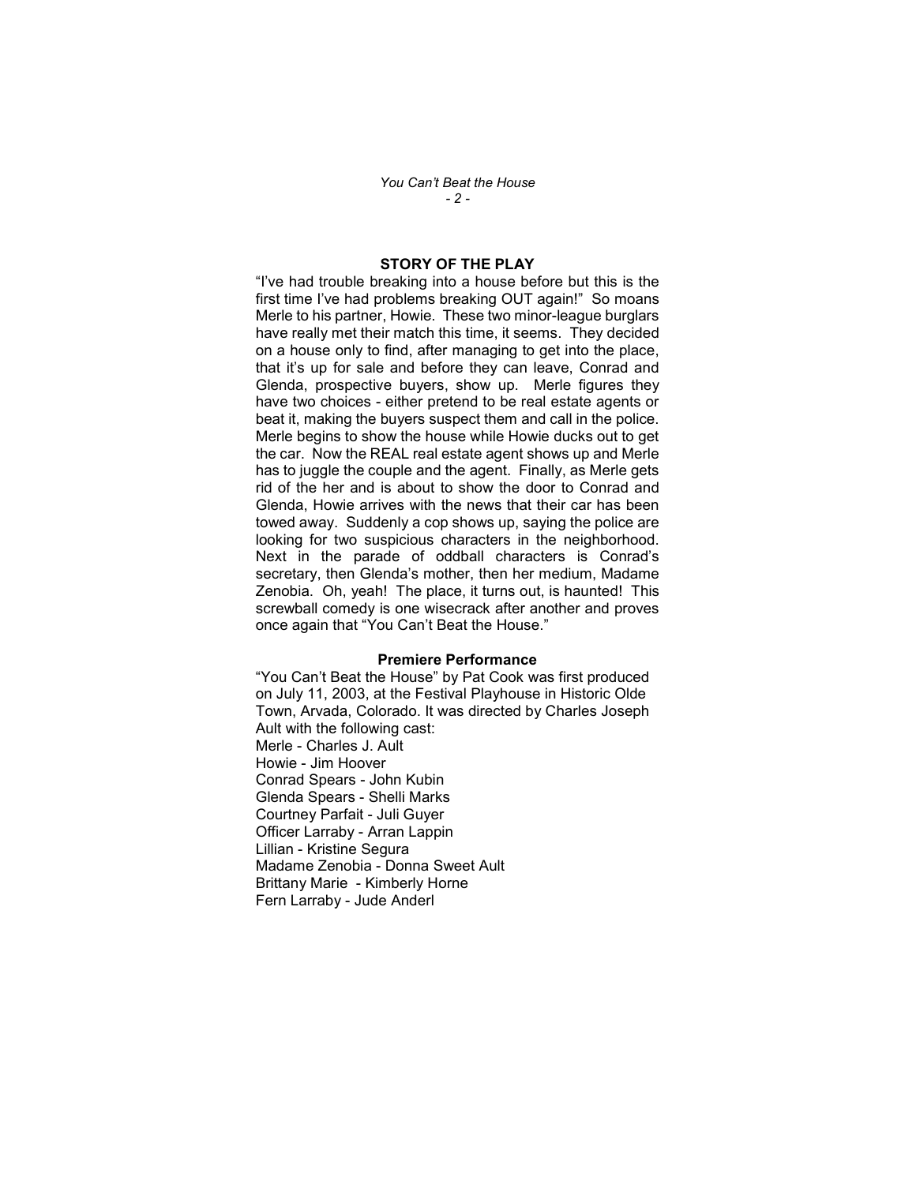## STORY OF THE PLAY

"I've had trouble breaking into a house before but this is the first time I've had problems breaking OUT again!" So moans Merle to his partner, Howie. These two minor-league burglars have really met their match this time, it seems. They decided on a house only to find, after managing to get into the place, that it's up for sale and before they can leave, Conrad and Glenda, prospective buyers, show up. Merle figures they have two choices - either pretend to be real estate agents or beat it, making the buyers suspect them and call in the police. Merle begins to show the house while Howie ducks out to get the car. Now the REAL real estate agent shows up and Merle has to juggle the couple and the agent. Finally, as Merle gets rid of the her and is about to show the door to Conrad and Glenda, Howie arrives with the news that their car has been towed away. Suddenly a cop shows up, saying the police are looking for two suspicious characters in the neighborhood. Next in the parade of oddball characters is Conrad's secretary, then Glenda's mother, then her medium, Madame Zenobia. Oh, yeah! The place, it turns out, is haunted! This screwball comedy is one wisecrack after another and proves once again that "You Can't Beat the House."

### Premiere Performance

"You Can't Beat the House" by Pat Cook was first produced on July 11, 2003, at the Festival Playhouse in Historic Olde Town, Arvada, Colorado. It was directed by Charles Joseph Ault with the following cast:

Merle - Charles J. Ault
Howie - Jim Hoover
Conrad Spears - John Kubin
Glenda Spears - Shelli Marks
Courtney Parfait - Juli Guyer
Officer Larraby - Arran Lappin
Lillian - Kristine Segura
Madame Zenobia - Donna Sweet Ault
Brittany Marie - Kimberly Horne
Fern Larraby - Jude Anderl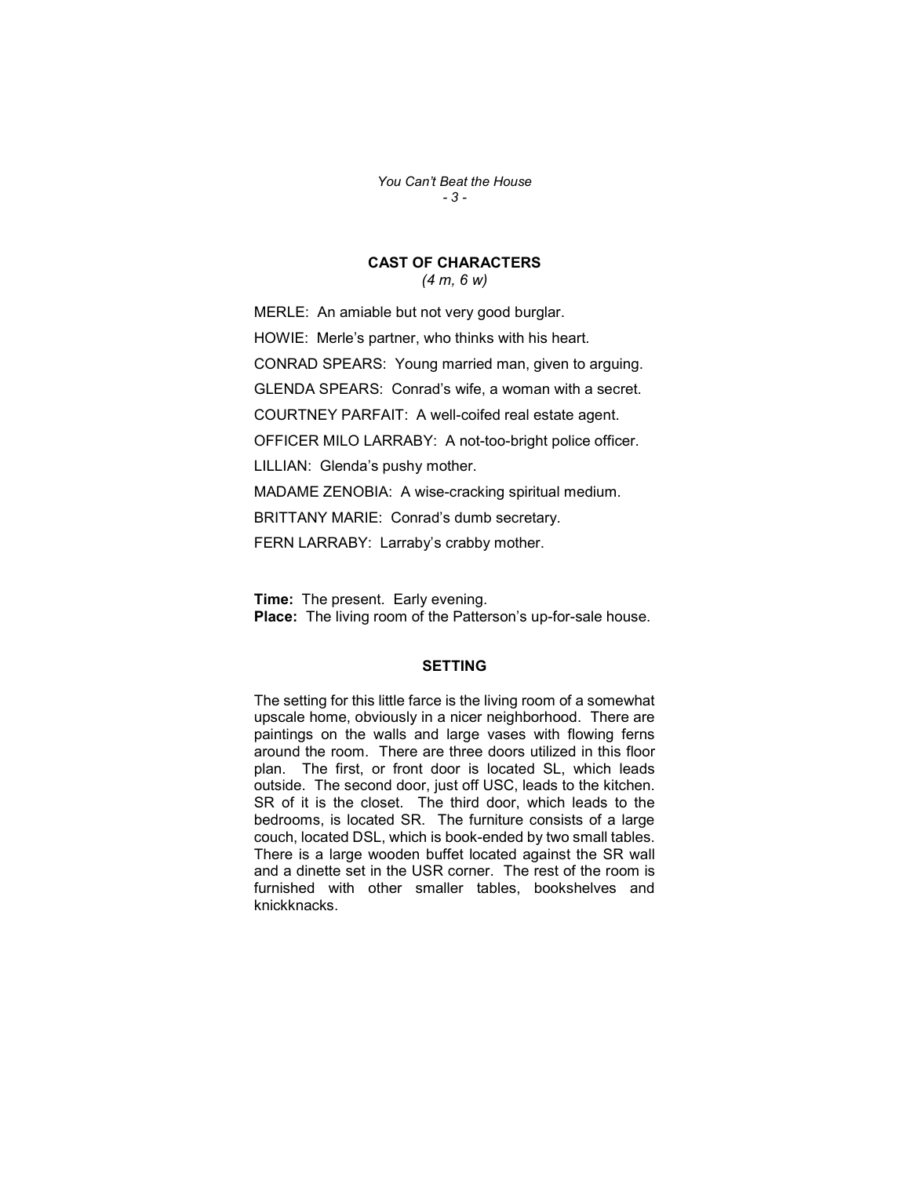## CAST OF CHARACTERS

*(4 m, 6 w)*

MERLE: An amiable but not very good burglar.

HOWIE: Merle's partner, who thinks with his heart.

CONRAD SPEARS: Young married man, given to arguing.

GLENDA SPEARS: Conrad's wife, a woman with a secret.

COURTNEY PARFAIT: A well-coifed real estate agent.

OFFICER MILO LARRABY: A not-too-bright police officer.

LILLIAN: Glenda's pushy mother.

MADAME ZENOBIA: A wise-cracking spiritual medium.

BRITTANY MARIE: Conrad's dumb secretary.

FERN LARRABY: Larraby's crabby mother.

**Time:** The present. Early evening.
**Place:** The living room of the Patterson's up-for-sale house.

## SETTING

The setting for this little farce is the living room of a somewhat upscale home, obviously in a nicer neighborhood. There are paintings on the walls and large vases with flowing ferns around the room. There are three doors utilized in this floor plan. The first, or front door is located SL, which leads outside. The second door, just off USC, leads to the kitchen. SR of it is the closet. The third door, which leads to the bedrooms, is located SR. The furniture consists of a large couch, located DSL, which is book-ended by two small tables. There is a large wooden buffet located against the SR wall and a dinette set in the USR corner. The rest of the room is furnished with other smaller tables, bookshelves and knickknacks.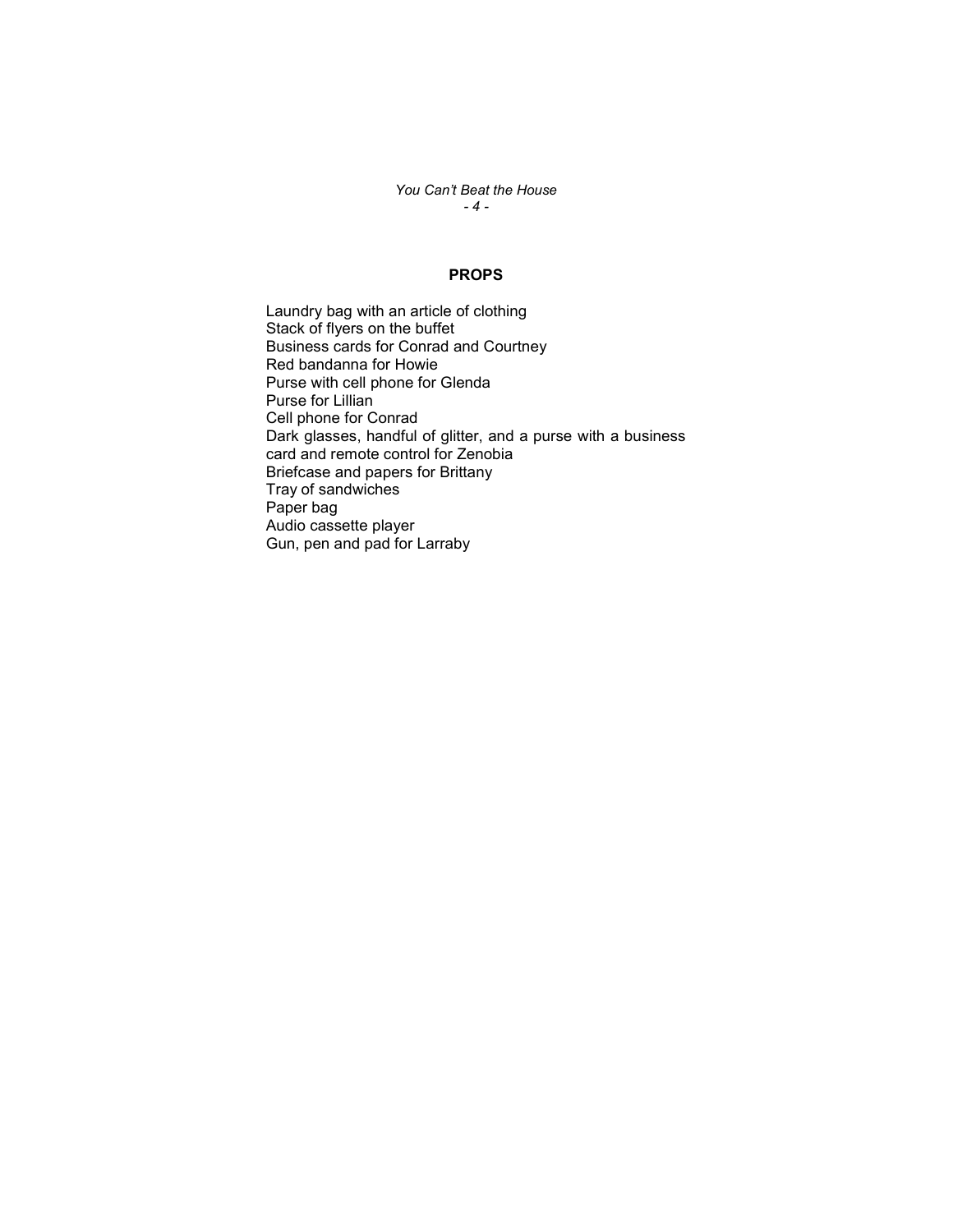## PROPS

Laundry bag with an article of clothing
Stack of flyers on the buffet
Business cards for Conrad and Courtney
Red bandanna for Howie
Purse with cell phone for Glenda
Purse for Lillian
Cell phone for Conrad
Dark glasses, handful of glitter, and a purse with a business card and remote control for Zenobia
Briefcase and papers for Brittany
Tray of sandwiches
Paper bag
Audio cassette player
Gun, pen and pad for Larraby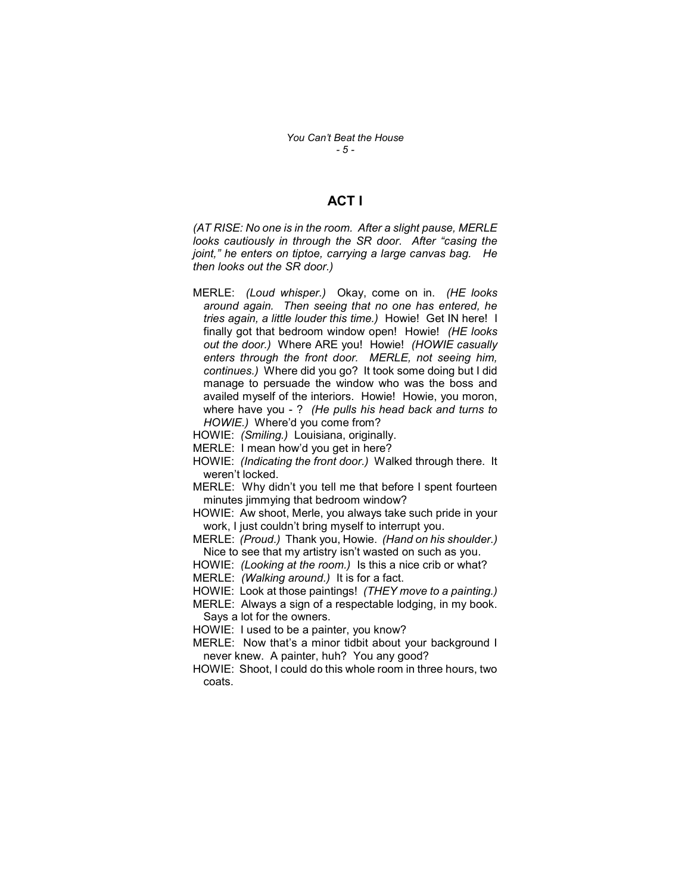## ACT I

*(AT RISE: No one is in the room. After a slight pause, MERLE looks cautiously in through the SR door. After "casing the joint," he enters on tiptoe, carrying a large canvas bag. He then looks out the SR door.)*

MERLE: *(Loud whisper.)* Okay, come on in. *(HE looks around again. Then seeing that no one has entered, he tries again, a little louder this time.)* Howie! Get IN here! I finally got that bedroom window open! Howie! *(HE looks out the door.)* Where ARE you! Howie! *(HOWIE casually enters through the front door. MERLE, not seeing him, continues.)* Where did you go? It took some doing but I did manage to persuade the window who was the boss and availed myself of the interiors. Howie! Howie, you moron, where have you - ? *(He pulls his head back and turns to HOWIE.)* Where'd you come from?

HOWIE: *(Smiling.)* Louisiana, originally.

MERLE: I mean how'd you get in here?

HOWIE: *(Indicating the front door.)* Walked through there. It weren't locked.

MERLE: Why didn't you tell me that before I spent fourteen minutes jimmying that bedroom window?

HOWIE: Aw shoot, Merle, you always take such pride in your work, I just couldn't bring myself to interrupt you.

MERLE: *(Proud.)* Thank you, Howie. *(Hand on his shoulder.)* Nice to see that my artistry isn't wasted on such as you.

HOWIE: *(Looking at the room.)* Is this a nice crib or what?

MERLE: *(Walking around.)* It is for a fact.

HOWIE: Look at those paintings! *(THEY move to a painting.)*

MERLE: Always a sign of a respectable lodging, in my book. Says a lot for the owners.

HOWIE: I used to be a painter, you know?

MERLE: Now that's a minor tidbit about your background I never knew. A painter, huh? You any good?

HOWIE: Shoot, I could do this whole room in three hours, two coats.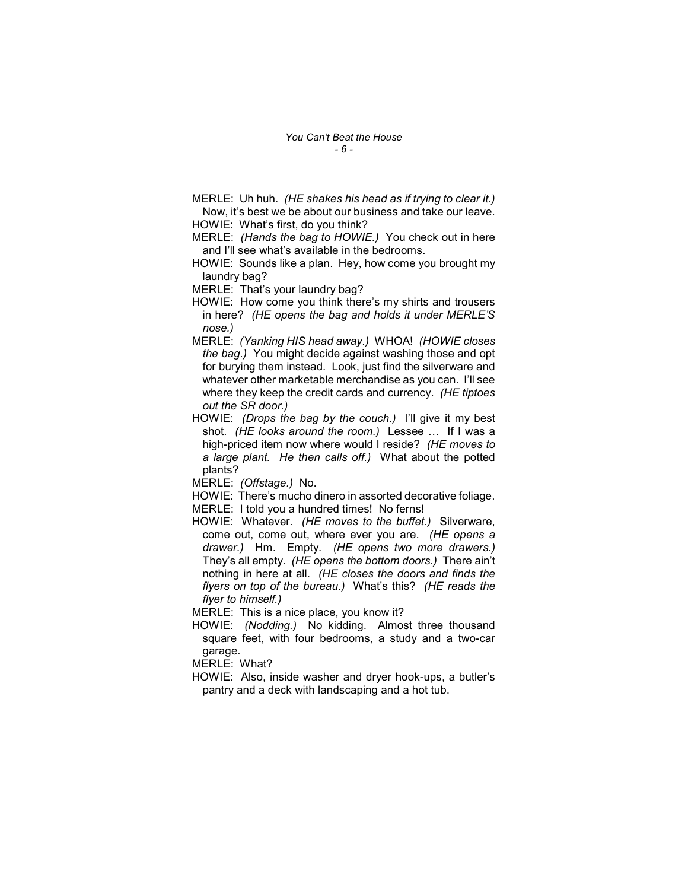MERLE: Uh huh. *(HE shakes his head as if trying to clear it.)* Now, it's best we be about our business and take our leave.

HOWIE: What's first, do you think?

MERLE: *(Hands the bag to HOWIE.)* You check out in here and I'll see what's available in the bedrooms.

HOWIE: Sounds like a plan. Hey, how come you brought my laundry bag?

MERLE: That's your laundry bag?

HOWIE: How come you think there's my shirts and trousers in here? *(HE opens the bag and holds it under MERLE'S nose.)*

MERLE: *(Yanking HIS head away.)* WHOA! *(HOWIE closes the bag.)* You might decide against washing those and opt for burying them instead. Look, just find the silverware and whatever other marketable merchandise as you can. I'll see where they keep the credit cards and currency. *(HE tiptoes out the SR door.)*

HOWIE: *(Drops the bag by the couch.)* I'll give it my best shot. *(HE looks around the room.)* Lessee … If I was a high-priced item now where would I reside? *(HE moves to a large plant. He then calls off.)* What about the potted plants?

MERLE: *(Offstage.)* No.

HOWIE: There's mucho dinero in assorted decorative foliage.

MERLE: I told you a hundred times! No ferns!

HOWIE: Whatever. *(HE moves to the buffet.)* Silverware, come out, come out, where ever you are. *(HE opens a drawer.)* Hm. Empty. *(HE opens two more drawers.)* They're all empty. *(HE opens the bottom doors.)* There ain't nothing in here at all. *(HE closes the doors and finds the flyers on top of the bureau.)* What's this? *(HE reads the flyer to himself.)*

MERLE: This is a nice place, you know it?

HOWIE: *(Nodding.)* No kidding. Almost three thousand square feet, with four bedrooms, a study and a two-car garage.

MERLE: What?

HOWIE: Also, inside washer and dryer hook-ups, a butler's pantry and a deck with landscaping and a hot tub.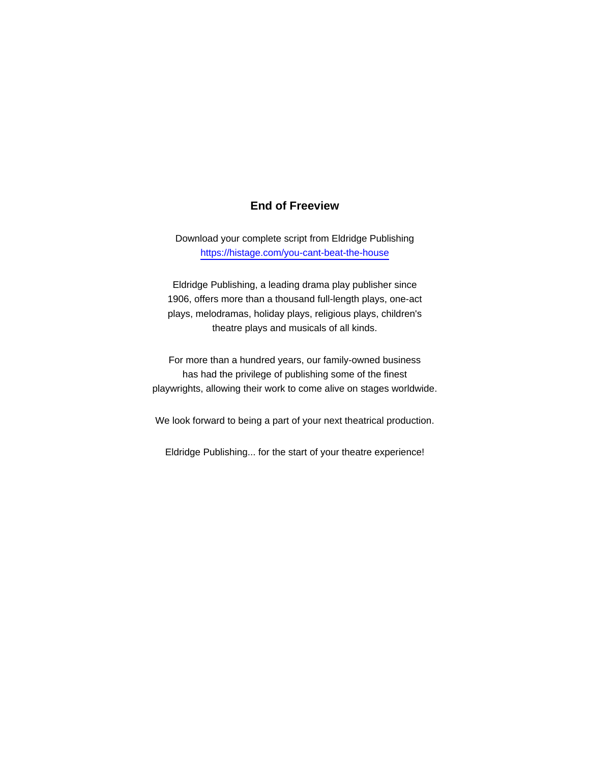## End of Freeview

Download your complete script from Eldridge Publishing
[https://histage.com/you-cant-beat-the-house](https://histage.com/you-cant-beat-the-house)

Eldridge Publishing, a leading drama play publisher since 1906, offers more than a thousand full-length plays, one-act plays, melodramas, holiday plays, religious plays, children's theatre plays and musicals of all kinds.

For more than a hundred years, our family-owned business has had the privilege of publishing some of the finest playwrights, allowing their work to come alive on stages worldwide.

We look forward to being a part of your next theatrical production.

Eldridge Publishing... for the start of your theatre experience!